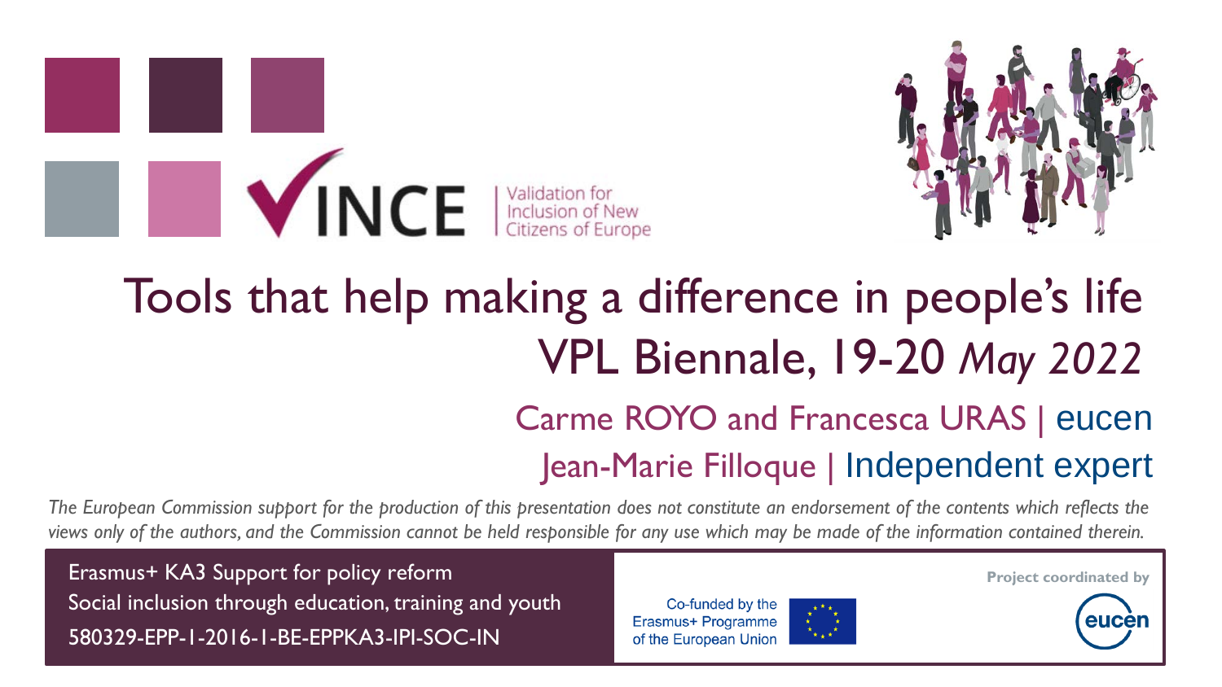VINCE | Validation for Inclusion of New Citizens of Europe

# Tools that help making a difference in people's life

## VPL Biennale, 19-20 *May 2022*

Carme ROYO and Francesca URAS | eucen

Jean-Marie Filloque | Independent expert

*The European Commission support for the production of this presentation does not constitute an endorsement of the contents which reflects the views only of the authors, and the Commission cannot be held responsible for any use which may be made of the information contained therein.*

Erasmus+ KA3 Support for policy reform
Social inclusion through education, training and youth
580329-EPP-1-2016-1-BE-EPPKA3-IPI-SOC-IN

Co-funded by the Erasmus+ Programme of the European Union

Project coordinated by eucen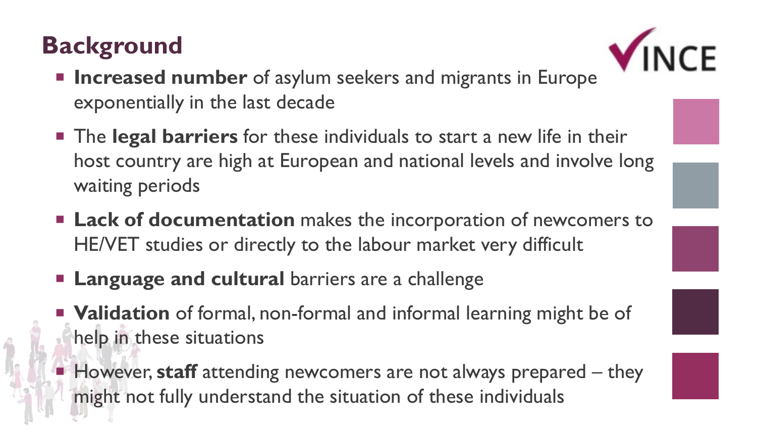## Background

- **Increased number** of asylum seekers and migrants in Europe exponentially in the last decade
- The **legal barriers** for these individuals to start a new life in their host country are high at European and national levels and involve long waiting periods
- **Lack of documentation** makes the incorporation of newcomers to HE/VET studies or directly to the labour market very difficult
- **Language and cultural** barriers are a challenge
- **Validation** of formal, non-formal and informal learning might be of help in these situations
- However, **staff** attending newcomers are not always prepared – they might not fully understand the situation of these individuals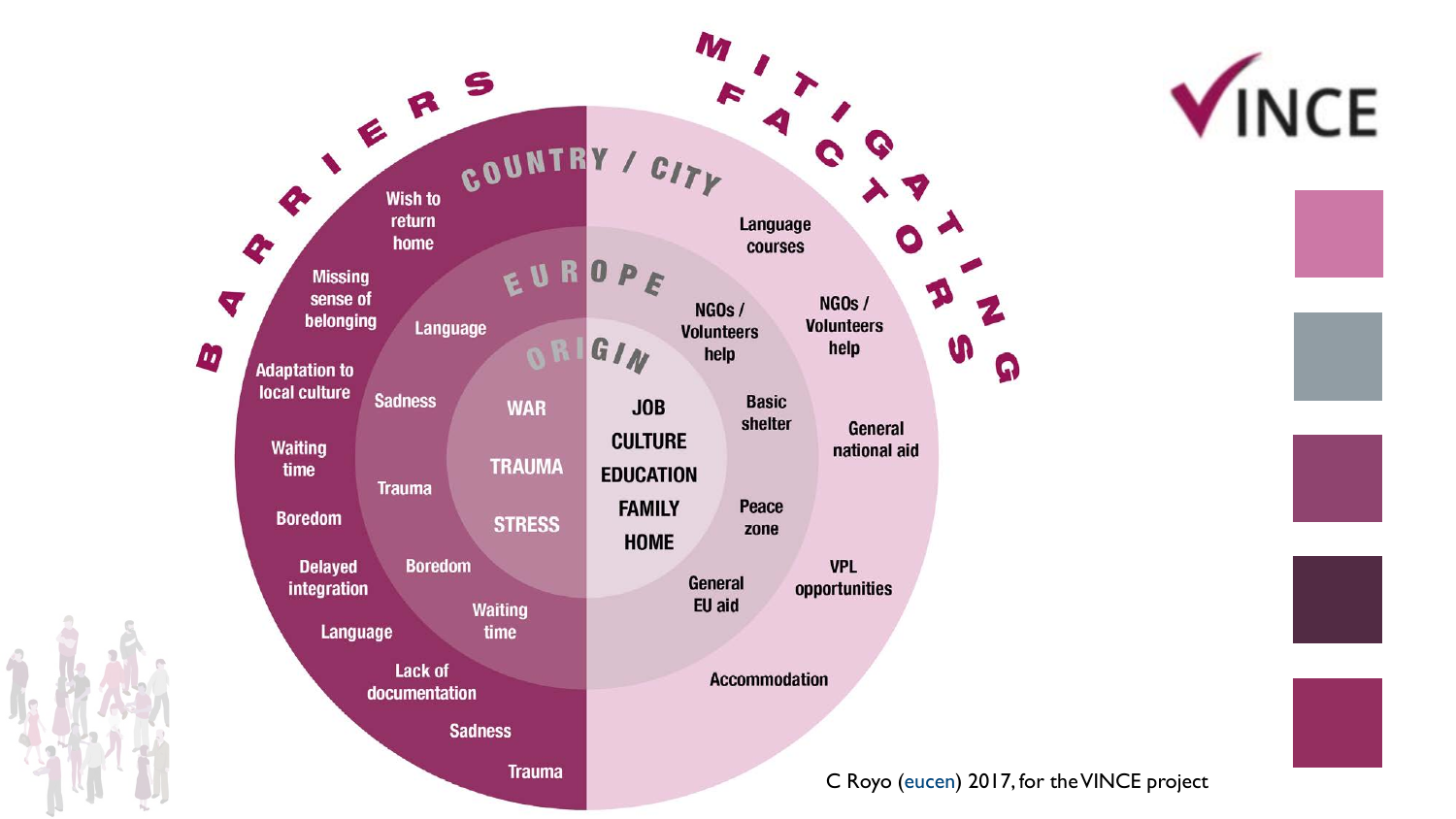# BARRIERS / MITIGATING FACTORS

## BARRIERS

**COUNTRY / CITY**
- Wish to return home
- Missing sense of belonging
- Adaptation to local culture
- Waiting time
- Boredom
- Delayed integration
- Language
- Lack of documentation
- Sadness
- Trauma

**EUROPE**
- Language
- Sadness
- Trauma
- Boredom
- Waiting time

**ORIGIN**
- WAR
- TRAUMA
- STRESS

## MITIGATING FACTORS

**ORIGIN**
- JOB
- CULTURE
- EDUCATION
- FAMILY
- HOME

**EUROPE**
- NGOs / Volunteers help
- Basic shelter
- Peace zone
- General EU aid

**COUNTRY / CITY**
- Language courses
- NGOs / Volunteers help
- General national aid
- VPL opportunities
- Accommodation

C Royo (eucen) 2017, for the VINCE project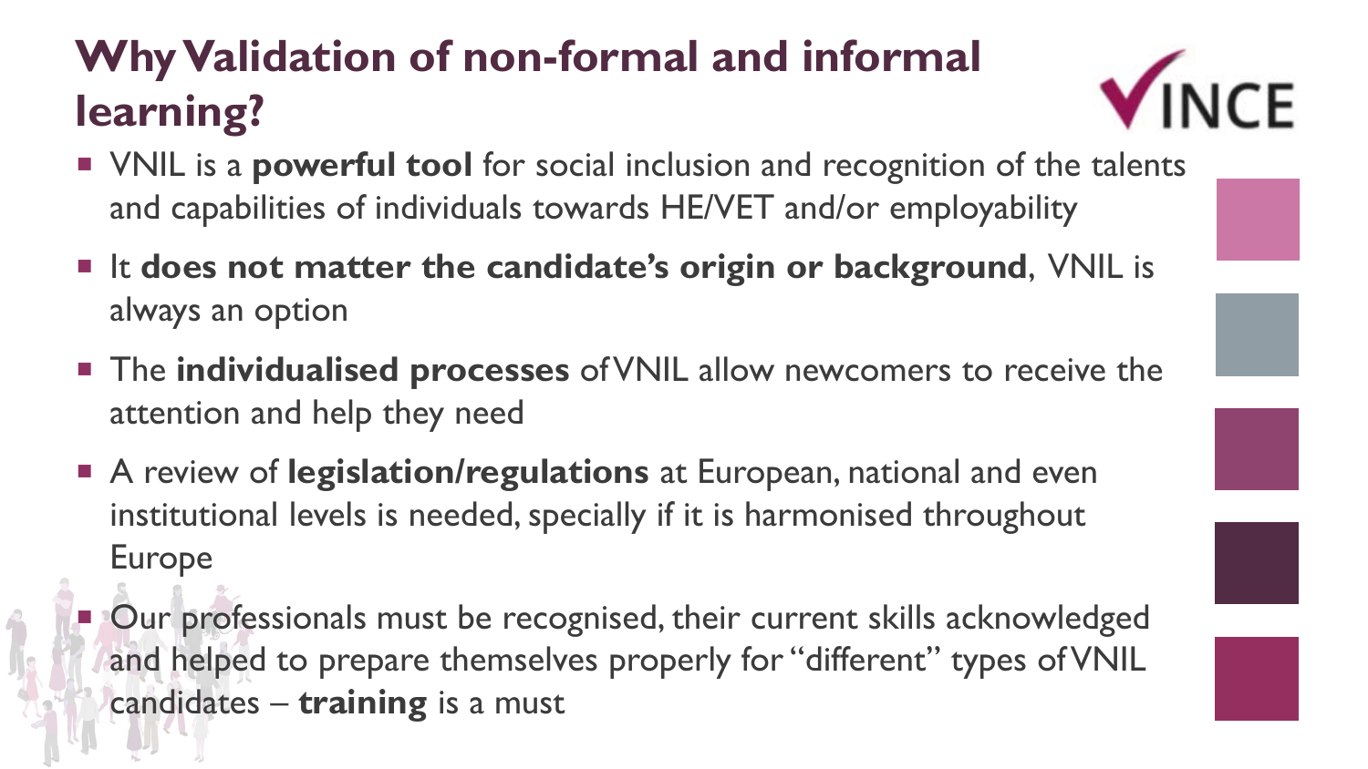# Why Validation of non-formal and informal learning?

- VNIL is a **powerful tool** for social inclusion and recognition of the talents and capabilities of individuals towards HE/VET and/or employability
- It **does not matter the candidate's origin or background**, VNIL is always an option
- The **individualised processes** of VNIL allow newcomers to receive the attention and help they need
- A review of **legislation/regulations** at European, national and even institutional levels is needed, specially if it is harmonised throughout Europe
- Our professionals must be recognised, their current skills acknowledged and helped to prepare themselves properly for "different" types of VNIL candidates – **training** is a must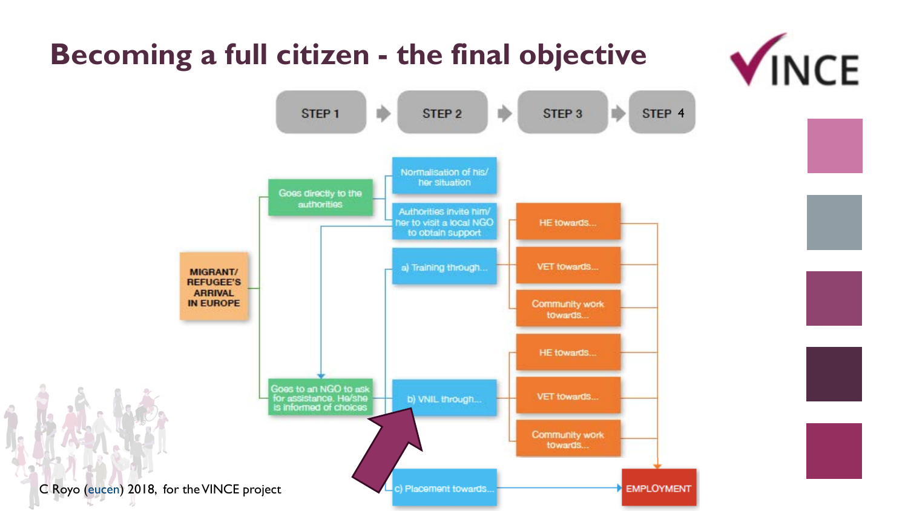# Becoming a full citizen - the final objective

STEP 1 → STEP 2 → STEP 3 → STEP 4

- MIGRANT/ REFUGEE'S ARRIVAL IN EUROPE
  - Goes directly to the authorities
    - Normalisation of his/ her situation
    - Authorities invite him/ her to visit a local NGO to obtain support
  - Goes to an NGO to ask for assistance. He/she is informed of choices
    - a) Training through...
      - HE towards...
      - VET towards...
      - Community work towards...
    - b) VNIL through...
      - HE towards...
      - VET towards...
      - Community work towards...
    - c) Placement towards...
- EMPLOYMENT

C Royo (eucen) 2018, for the VINCE project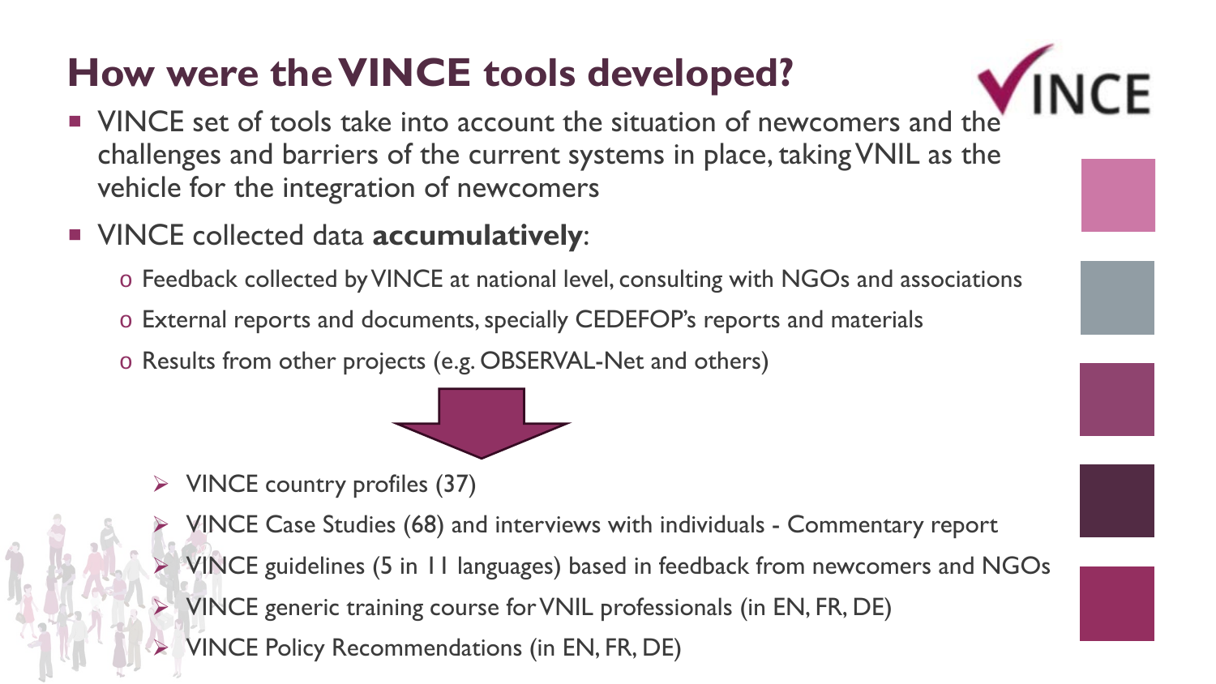# How were the VINCE tools developed?

- VINCE set of tools take into account the situation of newcomers and the challenges and barriers of the current systems in place, taking VNIL as the vehicle for the integration of newcomers
- VINCE collected data **accumulatively**:
  - Feedback collected by VINCE at national level, consulting with NGOs and associations
  - External reports and documents, specially CEDEFOP's reports and materials
  - Results from other projects (e.g. OBSERVAL-Net and others)

- VINCE country profiles (37)
- VINCE Case Studies (68) and interviews with individuals - Commentary report
- VINCE guidelines (5 in 11 languages) based in feedback from newcomers and NGOs
- VINCE generic training course for VNIL professionals (in EN, FR, DE)
- VINCE Policy Recommendations (in EN, FR, DE)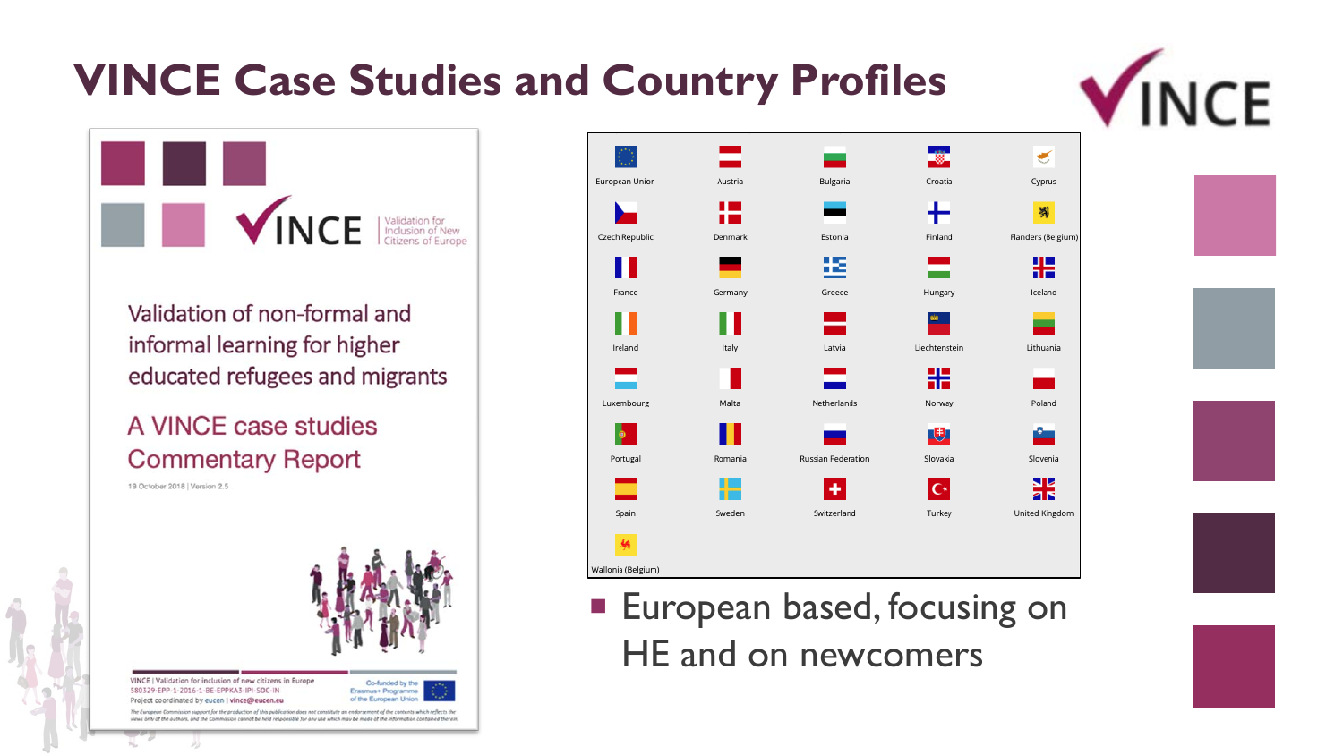# VINCE Case Studies and Country Profiles

VINCE | Validation for Inclusion of New Citizens of Europe

Validation of non-formal and informal learning for higher educated refugees and migrants

A VINCE case studies Commentary Report

19 October 2018 | Version 2.5

VINCE | Validation for inclusion of new citizens in Europe
580329-EPP-1-2016-1-BE-EPPKA3-IPI-SOC-IN
Project coordinated by eucen | vince@eucen.eu

Co-funded by the Erasmus+ Programme of the European Union

The European Commission support for the production of this publication does not constitute an endorsement of the contents which reflects the views only of the authors, and the Commission cannot be held responsible for any use which may be made of the information contained therein.

| | | | | |
|---|---|---|---|---|
| European Union | Austria | Bulgaria | Croatia | Cyprus |
| Czech Republic | Denmark | Estonia | Finland | Flanders (Belgium) |
| France | Germany | Greece | Hungary | Iceland |
| Ireland | Italy | Latvia | Liechtenstein | Lithuania |
| Luxembourg | Malta | Netherlands | Norway | Poland |
| Portugal | Romania | Russian Federation | Slovakia | Slovenia |
| Spain | Sweden | Switzerland | Turkey | United Kingdom |
| Wallonia (Belgium) | | | | |

- European based, focusing on HE and on newcomers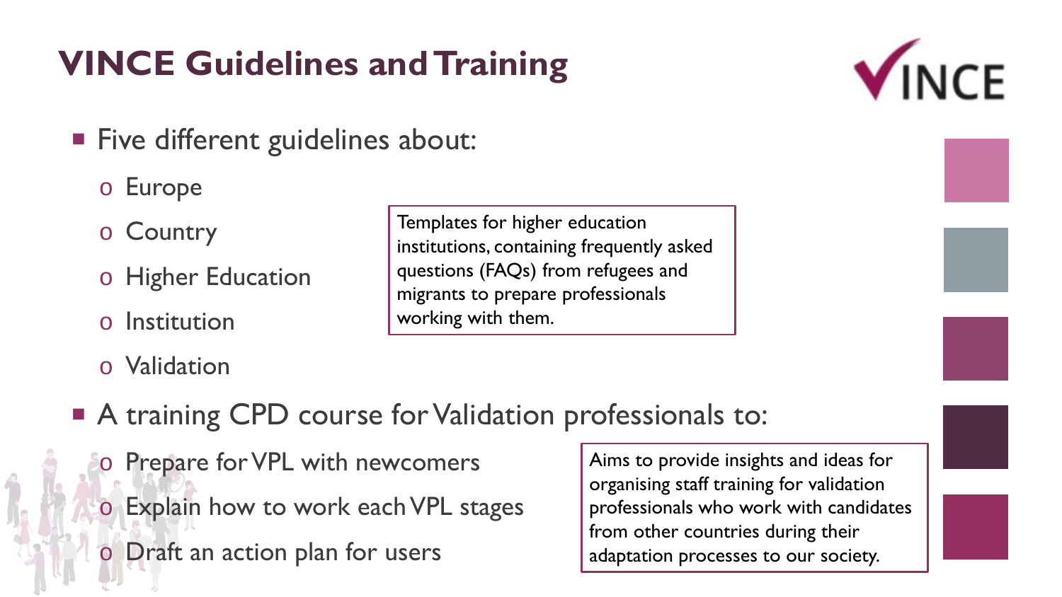# VINCE Guidelines and Training

- Five different guidelines about:
  - Europe
  - Country
  - Higher Education
  - Institution
  - Validation

Templates for higher education institutions, containing frequently asked questions (FAQs) from refugees and migrants to prepare professionals working with them.

- A training CPD course for Validation professionals to:
  - Prepare for VPL with newcomers
  - Explain how to work each VPL stages
  - Draft an action plan for users

Aims to provide insights and ideas for organising staff training for validation professionals who work with candidates from other countries during their adaptation processes to our society.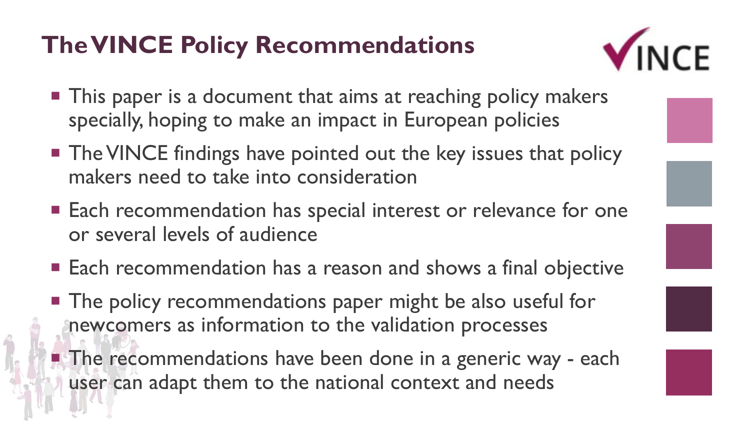# The VINCE Policy Recommendations

- This paper is a document that aims at reaching policy makers specially, hoping to make an impact in European policies
- The VINCE findings have pointed out the key issues that policy makers need to take into consideration
- Each recommendation has special interest or relevance for one or several levels of audience
- Each recommendation has a reason and shows a final objective
- The policy recommendations paper might be also useful for newcomers as information to the validation processes
- The recommendations have been done in a generic way - each user can adapt them to the national context and needs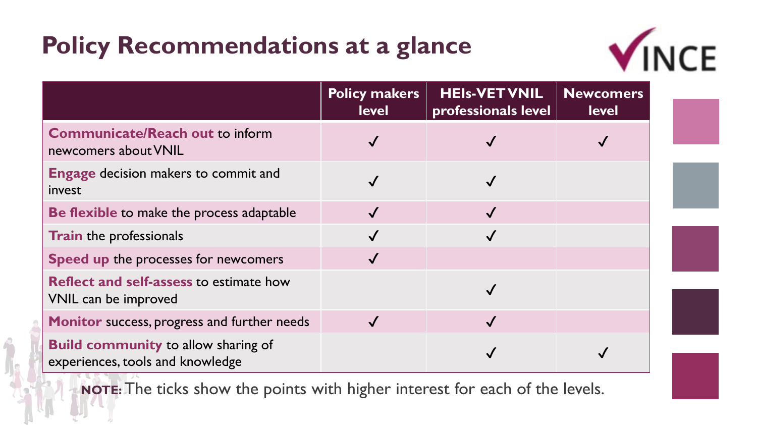# Policy Recommendations at a glance

| | Policy makers level | HEIs-VET VNIL professionals level | Newcomers level |
|---|---|---|---|
| **Communicate/Reach out** to inform newcomers about VNIL | ✓ | ✓ | ✓ |
| **Engage** decision makers to commit and invest | ✓ | ✓ | |
| **Be flexible** to make the process adaptable | ✓ | ✓ | |
| **Train** the professionals | ✓ | ✓ | |
| **Speed up** the processes for newcomers | ✓ | | |
| **Reflect and self-assess** to estimate how VNIL can be improved | | ✓ | |
| **Monitor** success, progress and further needs | ✓ | ✓ | |
| **Build community** to allow sharing of experiences, tools and knowledge | | ✓ | ✓ |

**NOTE:** The ticks show the points with higher interest for each of the levels.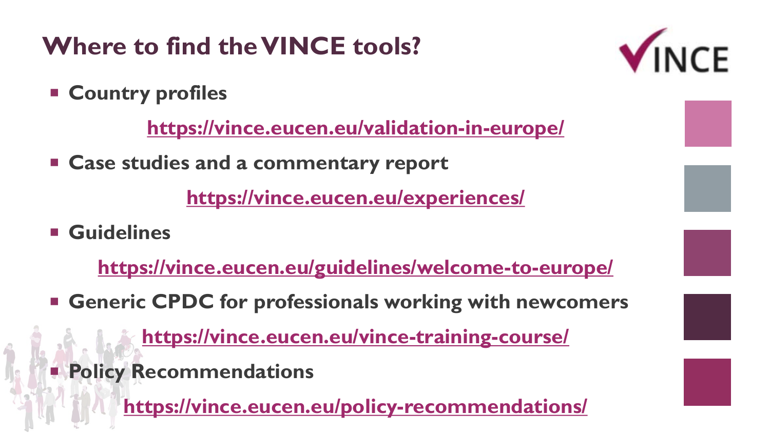# Where to find the VINCE tools?

- **Country profiles**

  https://vince.eucen.eu/validation-in-europe/

- **Case studies and a commentary report**

  https://vince.eucen.eu/experiences/

- **Guidelines**

  https://vince.eucen.eu/guidelines/welcome-to-europe/

- **Generic CPDC for professionals working with newcomers**

  https://vince.eucen.eu/vince-training-course/

- **Policy Recommendations**

  https://vince.eucen.eu/policy-recommendations/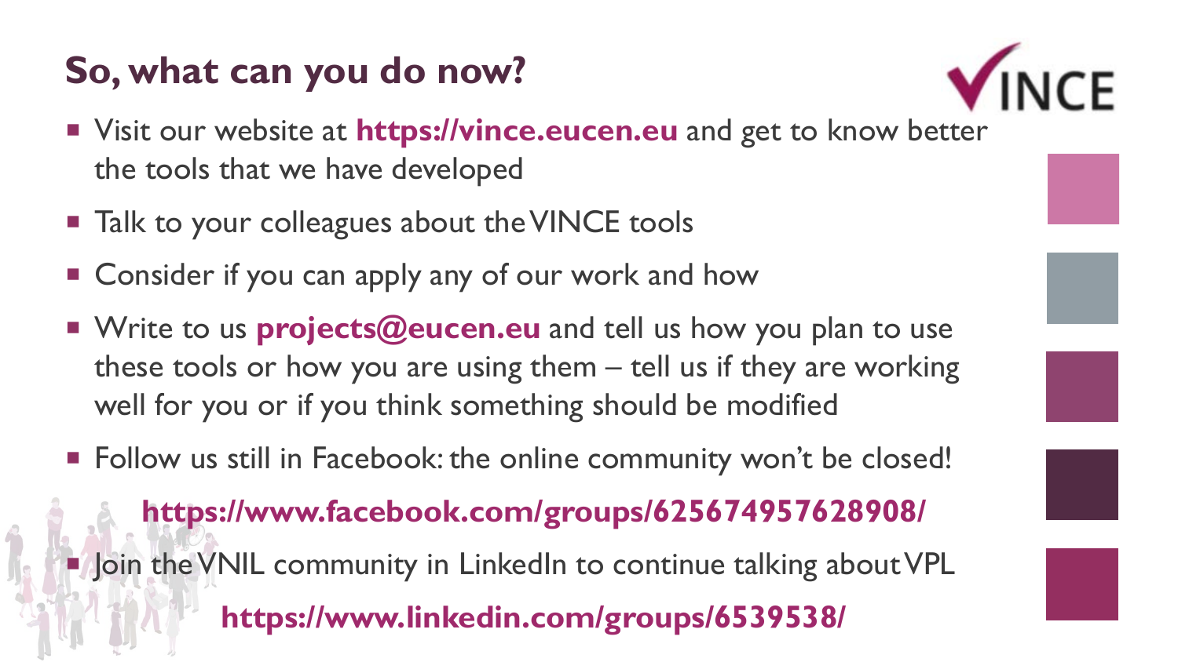## So, what can you do now?

- Visit our website at **https://vince.eucen.eu** and get to know better the tools that we have developed
- Talk to your colleagues about the VINCE tools
- Consider if you can apply any of our work and how
- Write to us **projects@eucen.eu** and tell us how you plan to use these tools or how you are using them – tell us if they are working well for you or if you think something should be modified
- Follow us still in Facebook: the online community won't be closed!

  **https://www.facebook.com/groups/625674957628908/**

- Join the VNIL community in LinkedIn to continue talking about VPL

  **https://www.linkedin.com/groups/6539538/**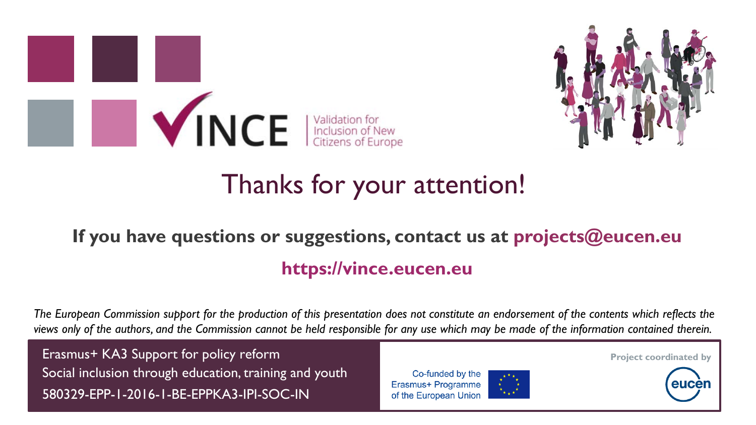VINCE | Validation for Inclusion of New Citizens of Europe

# Thanks for your attention!

**If you have questions or suggestions, contact us at projects@eucen.eu**

**https://vince.eucen.eu**

*The European Commission support for the production of this presentation does not constitute an endorsement of the contents which reflects the views only of the authors, and the Commission cannot be held responsible for any use which may be made of the information contained therein.*

Erasmus+ KA3 Support for policy reform
Social inclusion through education, training and youth
580329-EPP-1-2016-1-BE-EPPKA3-IPI-SOC-IN

Co-funded by the Erasmus+ Programme of the European Union

Project coordinated by

eucen